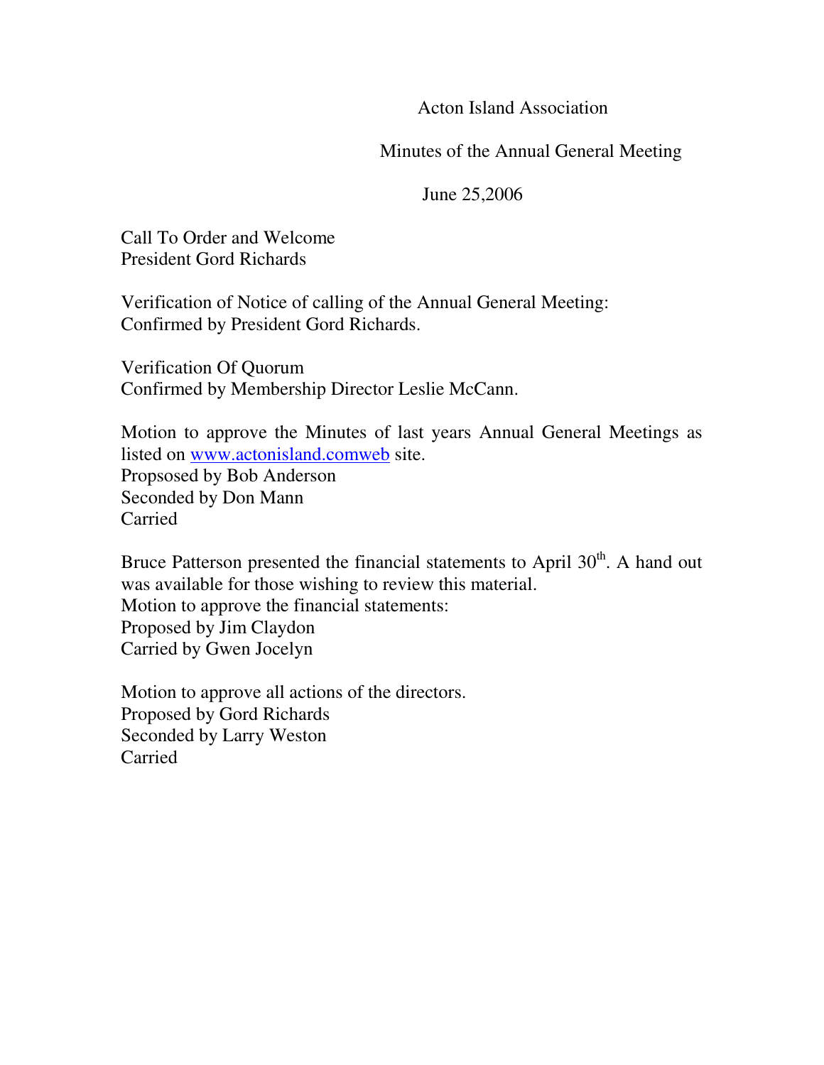# Acton Island Association

## Minutes of the Annual General Meeting

June 25,2006

Call To Order and Welcome
President Gord Richards

Verification of Notice of calling of the Annual General Meeting:
Confirmed by President Gord Richards.

Verification Of Quorum
Confirmed by Membership Director Leslie McCann.

Motion to approve the Minutes of last years Annual General Meetings as listed on www.actonisland.comweb site.
Propsosed by Bob Anderson
Seconded by Don Mann
Carried

Bruce Patterson presented the financial statements to April 30th. A hand out was available for those wishing to review this material.
Motion to approve the financial statements:
Proposed by Jim Claydon
Carried by Gwen Jocelyn

Motion to approve all actions of the directors.
Proposed by Gord Richards
Seconded by Larry Weston
Carried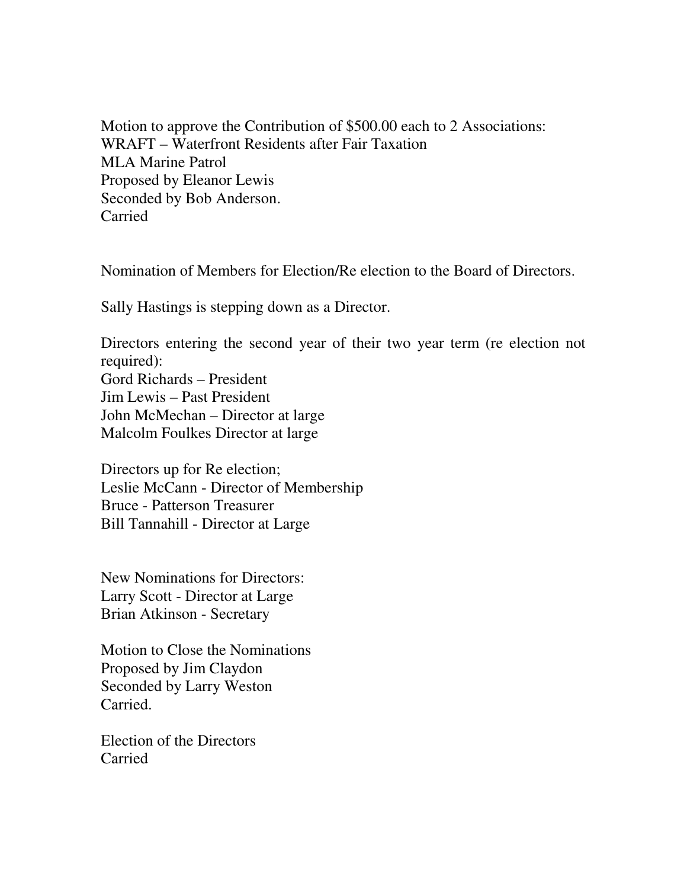Motion to approve the Contribution of $500.00 each to 2 Associations:
WRAFT – Waterfront Residents after Fair Taxation
MLA Marine Patrol
Proposed by Eleanor Lewis
Seconded by Bob Anderson.
Carried

Nomination of Members for Election/Re election to the Board of Directors.

Sally Hastings is stepping down as a Director.

Directors entering the second year of their two year term (re election not required):
Gord Richards – President
Jim Lewis – Past President
John McMechan – Director at large
Malcolm Foulkes Director at large

Directors up for Re election;
Leslie McCann - Director of Membership
Bruce - Patterson Treasurer
Bill Tannahill - Director at Large

New Nominations for Directors:
Larry Scott - Director at Large
Brian Atkinson - Secretary

Motion to Close the Nominations
Proposed by Jim Claydon
Seconded by Larry Weston
Carried.

Election of the Directors
Carried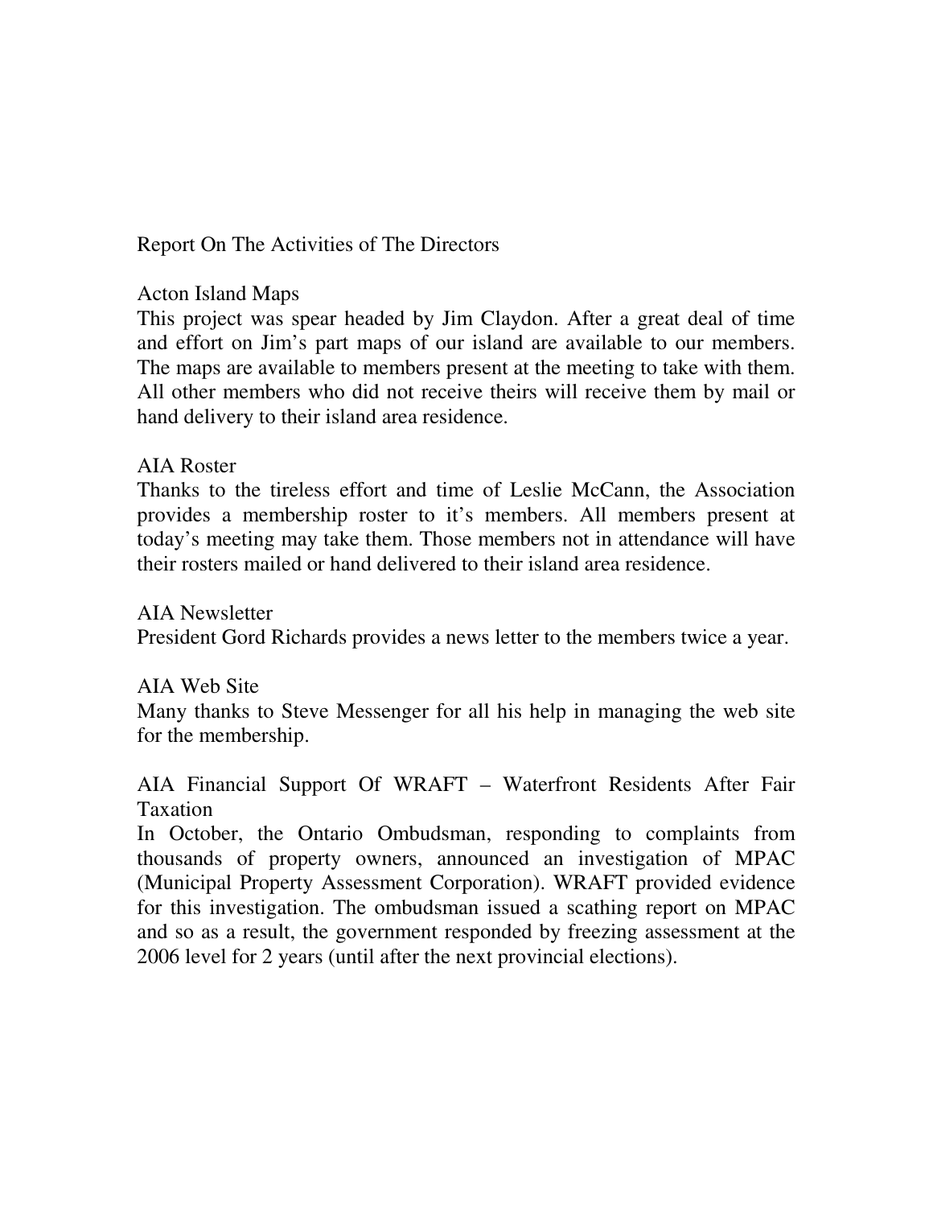# Report On The Activities of The Directors

## Acton Island Maps

This project was spear headed by Jim Claydon. After a great deal of time and effort on Jim's part maps of our island are available to our members. The maps are available to members present at the meeting to take with them. All other members who did not receive theirs will receive them by mail or hand delivery to their island area residence.

## AIA Roster

Thanks to the tireless effort and time of Leslie McCann, the Association provides a membership roster to it's members. All members present at today's meeting may take them. Those members not in attendance will have their rosters mailed or hand delivered to their island area residence.

## AIA Newsletter

President Gord Richards provides a news letter to the members twice a year.

## AIA Web Site

Many thanks to Steve Messenger for all his help in managing the web site for the membership.

## AIA Financial Support Of WRAFT – Waterfront Residents After Fair Taxation

In October, the Ontario Ombudsman, responding to complaints from thousands of property owners, announced an investigation of MPAC (Municipal Property Assessment Corporation). WRAFT provided evidence for this investigation. The ombudsman issued a scathing report on MPAC and so as a result, the government responded by freezing assessment at the 2006 level for 2 years (until after the next provincial elections).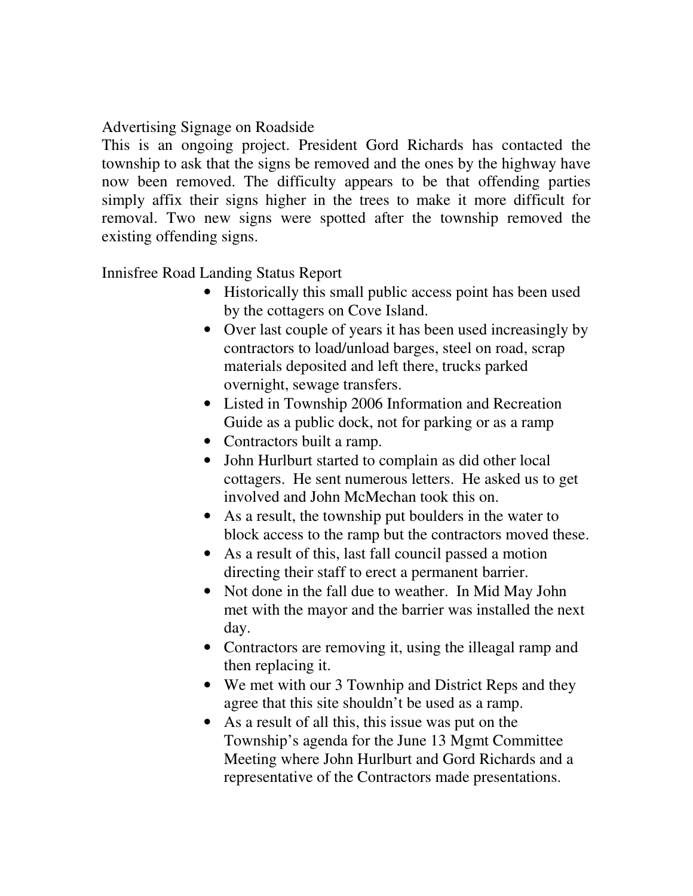Advertising Signage on Roadside

This is an ongoing project. President Gord Richards has contacted the township to ask that the signs be removed and the ones by the highway have now been removed. The difficulty appears to be that offending parties simply affix their signs higher in the trees to make it more difficult for removal. Two new signs were spotted after the township removed the existing offending signs.

Innisfree Road Landing Status Report

- Historically this small public access point has been used by the cottagers on Cove Island.
- Over last couple of years it has been used increasingly by contractors to load/unload barges, steel on road, scrap materials deposited and left there, trucks parked overnight, sewage transfers.
- Listed in Township 2006 Information and Recreation Guide as a public dock, not for parking or as a ramp
- Contractors built a ramp.
- John Hurlburt started to complain as did other local cottagers. He sent numerous letters. He asked us to get involved and John McMechan took this on.
- As a result, the township put boulders in the water to block access to the ramp but the contractors moved these.
- As a result of this, last fall council passed a motion directing their staff to erect a permanent barrier.
- Not done in the fall due to weather. In Mid May John met with the mayor and the barrier was installed the next day.
- Contractors are removing it, using the illeagal ramp and then replacing it.
- We met with our 3 Townhip and District Reps and they agree that this site shouldn't be used as a ramp.
- As a result of all this, this issue was put on the Township's agenda for the June 13 Mgmt Committee Meeting where John Hurlburt and Gord Richards and a representative of the Contractors made presentations.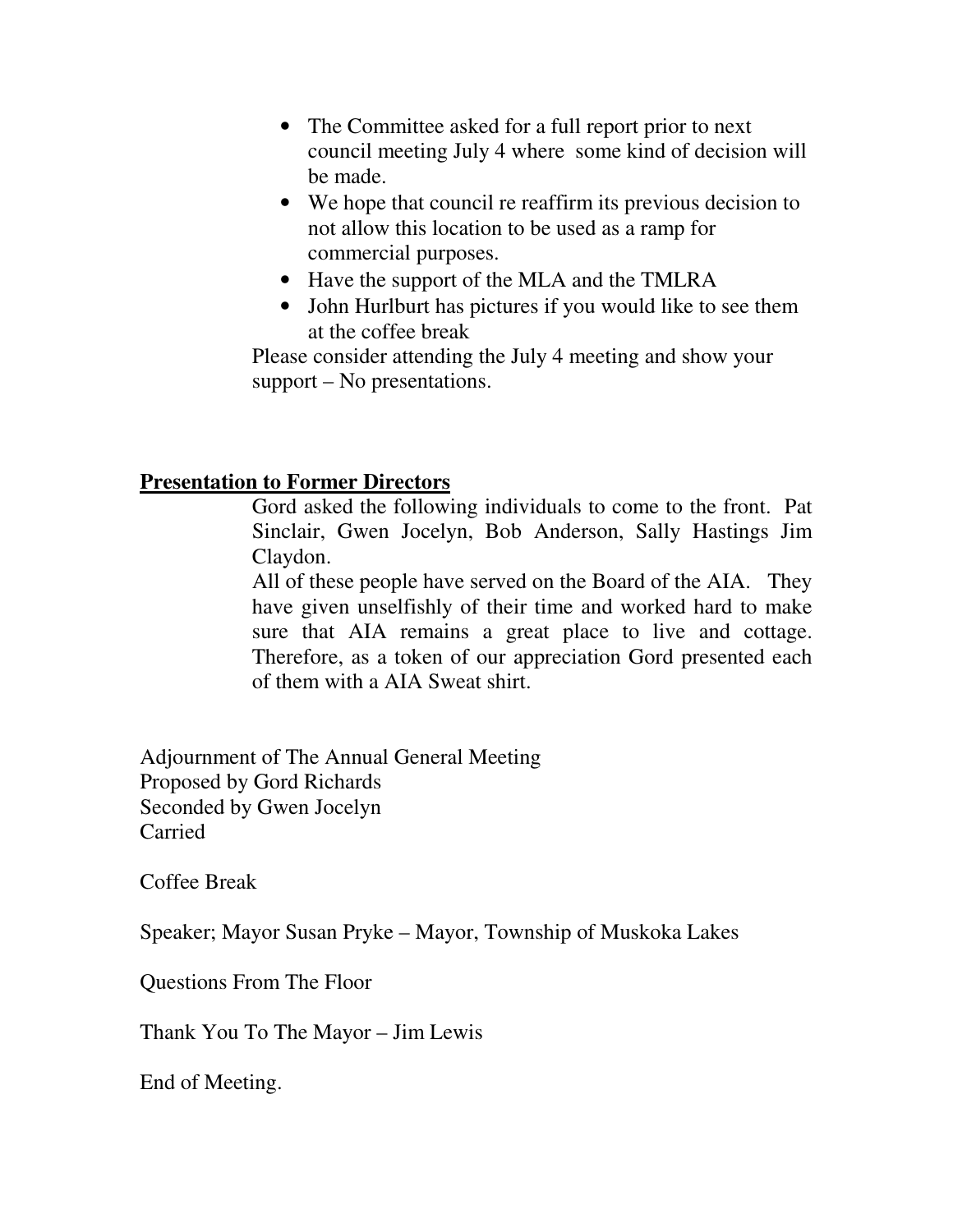- The Committee asked for a full report prior to next council meeting July 4 where some kind of decision will be made.
- We hope that council re reaffirm its previous decision to not allow this location to be used as a ramp for commercial purposes.
- Have the support of the MLA and the TMLRA
- John Hurlburt has pictures if you would like to see them at the coffee break

Please consider attending the July 4 meeting and show your support – No presentations.

**<u>Presentation to Former Directors</u>**

Gord asked the following individuals to come to the front. Pat Sinclair, Gwen Jocelyn, Bob Anderson, Sally Hastings Jim Claydon.

All of these people have served on the Board of the AIA. They have given unselfishly of their time and worked hard to make sure that AIA remains a great place to live and cottage. Therefore, as a token of our appreciation Gord presented each of them with a AIA Sweat shirt.

Adjournment of The Annual General Meeting
Proposed by Gord Richards
Seconded by Gwen Jocelyn
Carried

Coffee Break

Speaker; Mayor Susan Pryke – Mayor, Township of Muskoka Lakes

Questions From The Floor

Thank You To The Mayor – Jim Lewis

End of Meeting.